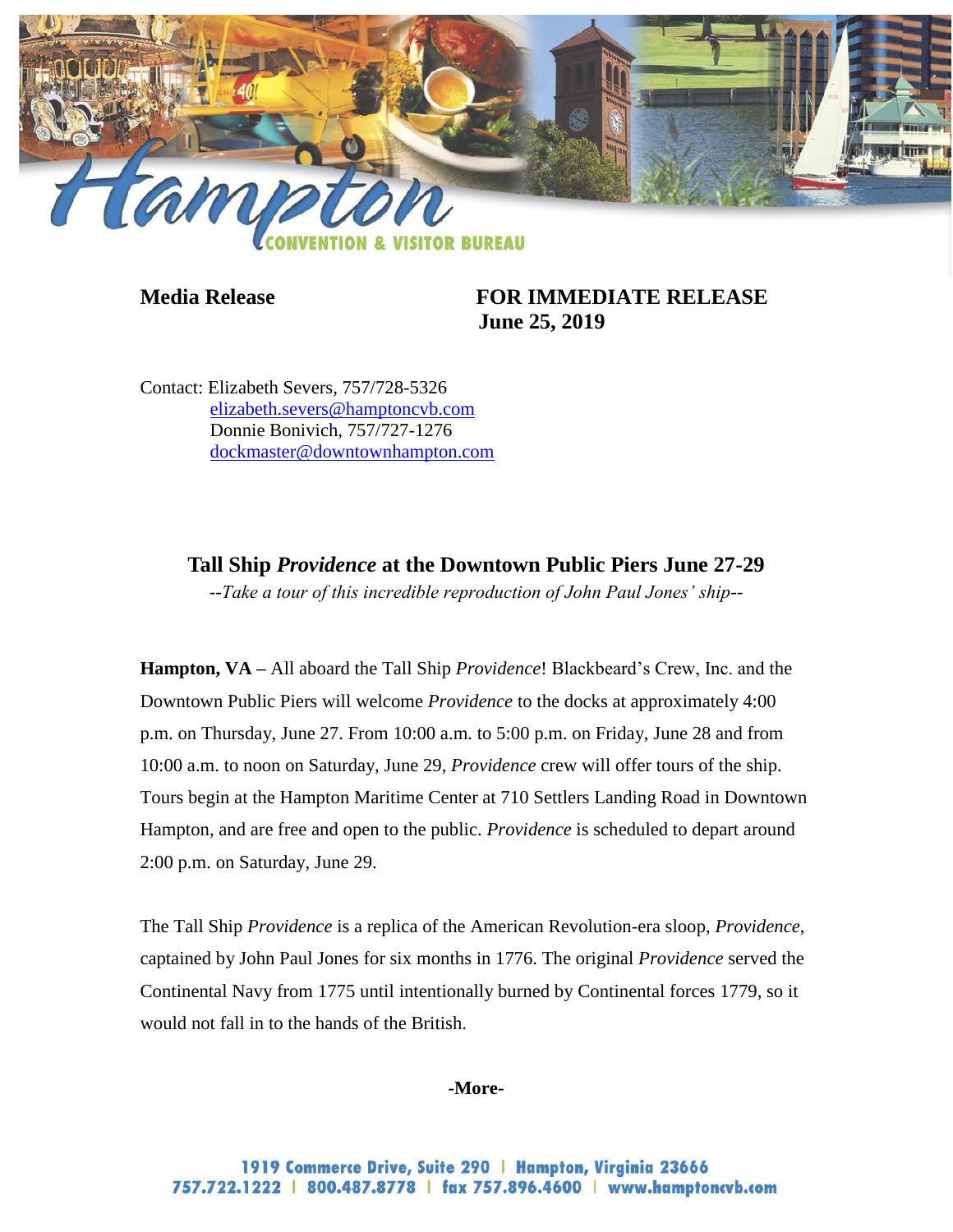Hampton
CONVENTION & VISITOR BUREAU

**Media Release** **FOR IMMEDIATE RELEASE**
**June 25, 2019**

Contact: Elizabeth Severs, 757/728-5326
elizabeth.severs@hamptoncvb.com
Donnie Bonivich, 757/727-1276
dockmaster@downtownhampton.com

## Tall Ship *Providence* at the Downtown Public Piers June 27-29

*--Take a tour of this incredible reproduction of John Paul Jones' ship--*

**Hampton, VA –** All aboard the Tall Ship *Providence*! Blackbeard's Crew, Inc. and the Downtown Public Piers will welcome *Providence* to the docks at approximately 4:00 p.m. on Thursday, June 27. From 10:00 a.m. to 5:00 p.m. on Friday, June 28 and from 10:00 a.m. to noon on Saturday, June 29, *Providence* crew will offer tours of the ship. Tours begin at the Hampton Maritime Center at 710 Settlers Landing Road in Downtown Hampton, and are free and open to the public. *Providence* is scheduled to depart around 2:00 p.m. on Saturday, June 29.

The Tall Ship *Providence* is a replica of the American Revolution-era sloop, *Providence*, captained by John Paul Jones for six months in 1776. The original *Providence* served the Continental Navy from 1775 until intentionally burned by Continental forces 1779, so it would not fall in to the hands of the British.

**-More-**

1919 Commerce Drive, Suite 290 | Hampton, Virginia 23666
757.722.1222 | 800.487.8778 | fax 757.896.4600 | www.hamptoncvb.com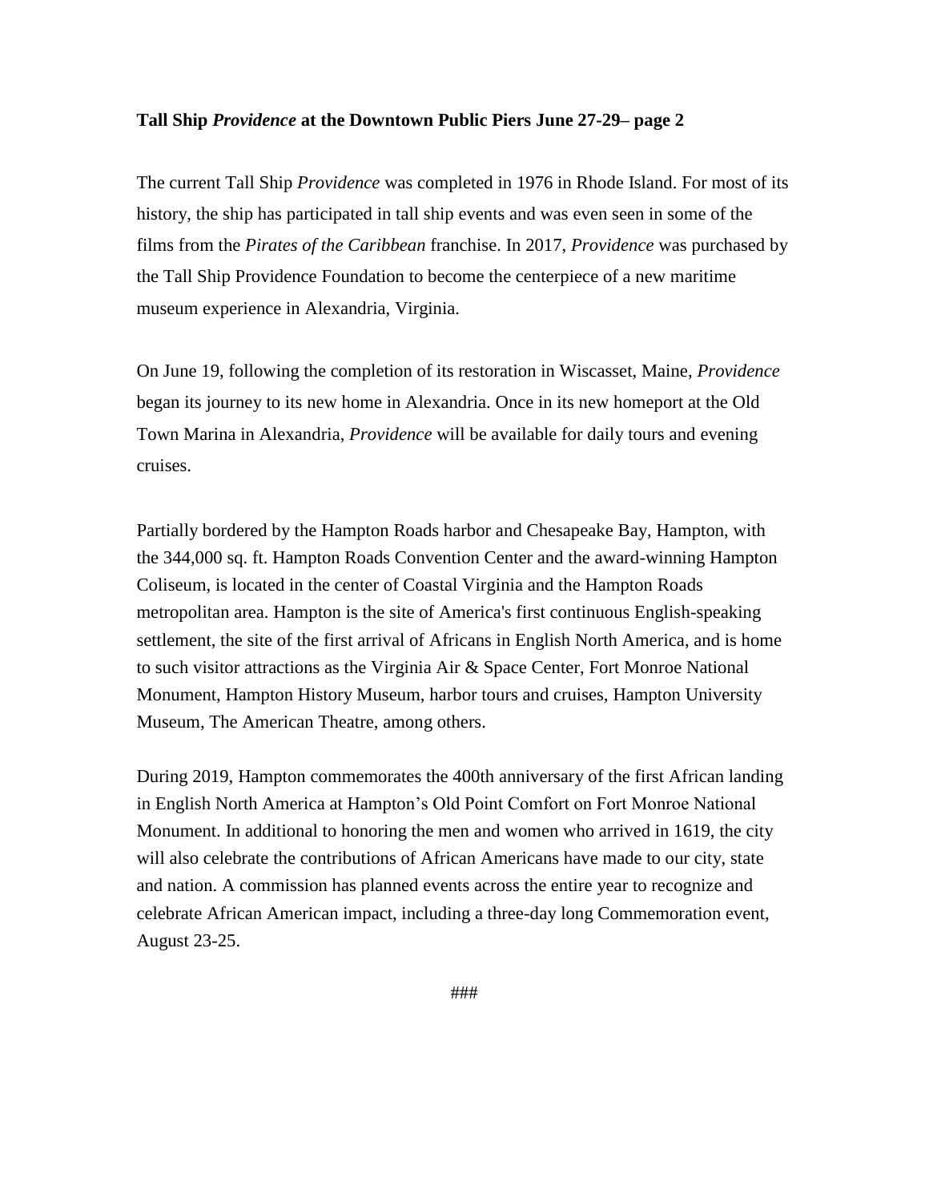The current Tall Ship *Providence* was completed in 1976 in Rhode Island. For most of its history, the ship has participated in tall ship events and was even seen in some of the films from the *Pirates of the Caribbean* franchise. In 2017, *Providence* was purchased by the Tall Ship Providence Foundation to become the centerpiece of a new maritime museum experience in Alexandria, Virginia.

On June 19, following the completion of its restoration in Wiscasset, Maine, *Providence* began its journey to its new home in Alexandria. Once in its new homeport at the Old Town Marina in Alexandria, *Providence* will be available for daily tours and evening cruises.

Partially bordered by the Hampton Roads harbor and Chesapeake Bay, Hampton, with the 344,000 sq. ft. Hampton Roads Convention Center and the award-winning Hampton Coliseum, is located in the center of Coastal Virginia and the Hampton Roads metropolitan area. Hampton is the site of America's first continuous English-speaking settlement, the site of the first arrival of Africans in English North America, and is home to such visitor attractions as the Virginia Air & Space Center, Fort Monroe National Monument, Hampton History Museum, harbor tours and cruises, Hampton University Museum, The American Theatre, among others.

During 2019, Hampton commemorates the 400th anniversary of the first African landing in English North America at Hampton's Old Point Comfort on Fort Monroe National Monument. In additional to honoring the men and women who arrived in 1619, the city will also celebrate the contributions of African Americans have made to our city, state and nation. A commission has planned events across the entire year to recognize and celebrate African American impact, including a three-day long Commemoration event, August 23-25.

###